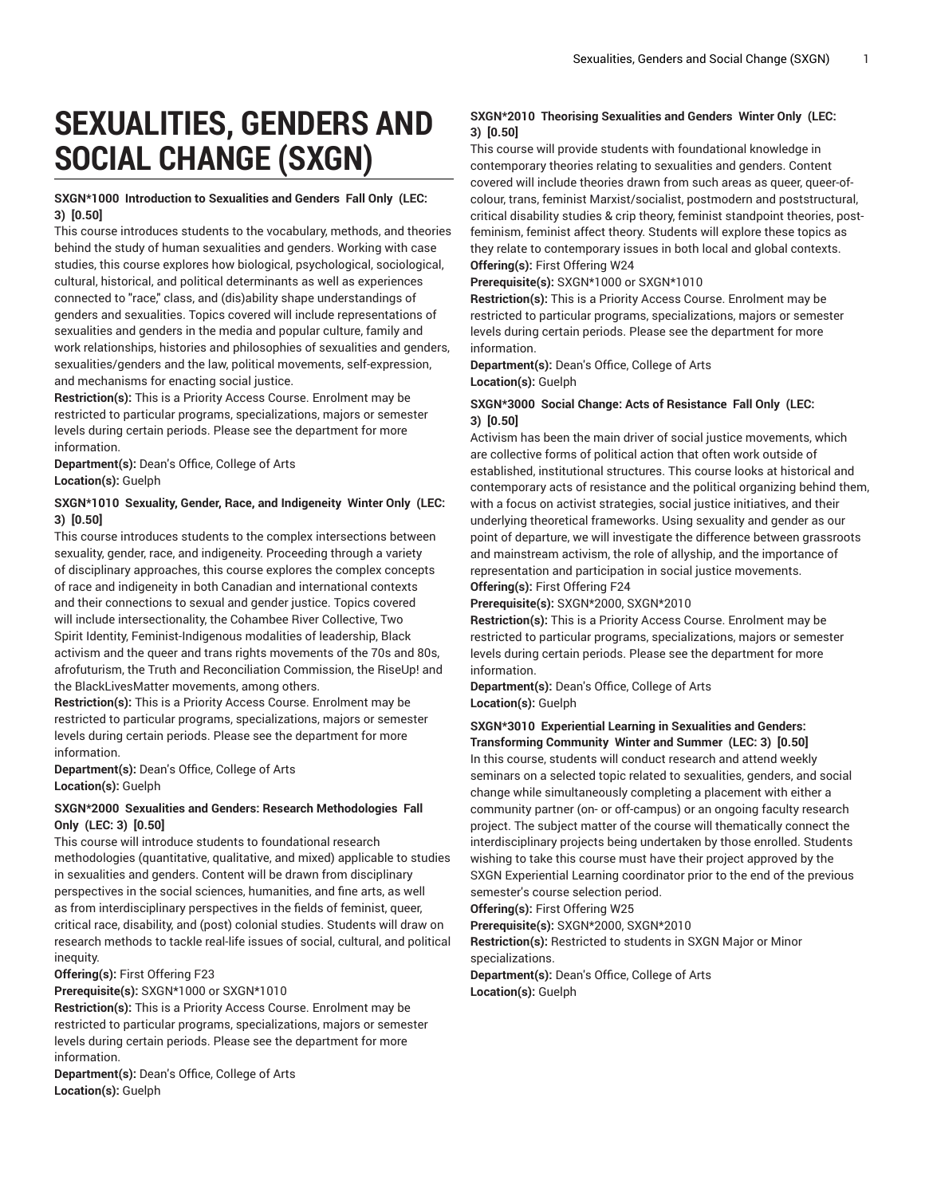# SEXUALITIES, GENDERS AND SOCIAL CHANGE (SXGN)

**SXGN*1000 Introduction to Sexualities and Genders Fall Only (LEC: 3) [0.50]**

This course introduces students to the vocabulary, methods, and theories behind the study of human sexualities and genders. Working with case studies, this course explores how biological, psychological, sociological, cultural, historical, and political determinants as well as experiences connected to "race," class, and (dis)ability shape understandings of genders and sexualities. Topics covered will include representations of sexualities and genders in the media and popular culture, family and work relationships, histories and philosophies of sexualities and genders, sexualities/genders and the law, political movements, self-expression, and mechanisms for enacting social justice.

**Restriction(s):** This is a Priority Access Course. Enrolment may be restricted to particular programs, specializations, majors or semester levels during certain periods. Please see the department for more information.

**Department(s):** Dean's Office, College of Arts

**Location(s):** Guelph

**SXGN*1010 Sexuality, Gender, Race, and Indigeneity Winter Only (LEC: 3) [0.50]**

This course introduces students to the complex intersections between sexuality, gender, race, and indigeneity. Proceeding through a variety of disciplinary approaches, this course explores the complex concepts of race and indigeneity in both Canadian and international contexts and their connections to sexual and gender justice. Topics covered will include intersectionality, the Cohambee River Collective, Two Spirit Identity, Feminist-Indigenous modalities of leadership, Black activism and the queer and trans rights movements of the 70s and 80s, afrofuturism, the Truth and Reconciliation Commission, the RiseUp! and the BlackLivesMatter movements, among others.

**Restriction(s):** This is a Priority Access Course. Enrolment may be restricted to particular programs, specializations, majors or semester levels during certain periods. Please see the department for more information.

**Department(s):** Dean's Office, College of Arts

**Location(s):** Guelph

**SXGN*2000 Sexualities and Genders: Research Methodologies Fall Only (LEC: 3) [0.50]**

This course will introduce students to foundational research methodologies (quantitative, qualitative, and mixed) applicable to studies in sexualities and genders. Content will be drawn from disciplinary perspectives in the social sciences, humanities, and fine arts, as well as from interdisciplinary perspectives in the fields of feminist, queer, critical race, disability, and (post) colonial studies. Students will draw on research methods to tackle real-life issues of social, cultural, and political inequity.

**Offering(s):** First Offering F23

**Prerequisite(s):** SXGN*1000 or SXGN*1010

**Restriction(s):** This is a Priority Access Course. Enrolment may be restricted to particular programs, specializations, majors or semester levels during certain periods. Please see the department for more information.

**Department(s):** Dean's Office, College of Arts

**Location(s):** Guelph

**SXGN*2010 Theorising Sexualities and Genders Winter Only (LEC: 3) [0.50]**

This course will provide students with foundational knowledge in contemporary theories relating to sexualities and genders. Content covered will include theories drawn from such areas as queer, queer-of-colour, trans, feminist Marxist/socialist, postmodern and poststructural, critical disability studies & crip theory, feminist standpoint theories, post-feminism, feminist affect theory. Students will explore these topics as they relate to contemporary issues in both local and global contexts.

**Offering(s):** First Offering W24

**Prerequisite(s):** SXGN*1000 or SXGN*1010

**Restriction(s):** This is a Priority Access Course. Enrolment may be restricted to particular programs, specializations, majors or semester levels during certain periods. Please see the department for more information.

**Department(s):** Dean's Office, College of Arts

**Location(s):** Guelph

**SXGN*3000 Social Change: Acts of Resistance Fall Only (LEC: 3) [0.50]**

Activism has been the main driver of social justice movements, which are collective forms of political action that often work outside of established, institutional structures. This course looks at historical and contemporary acts of resistance and the political organizing behind them, with a focus on activist strategies, social justice initiatives, and their underlying theoretical frameworks. Using sexuality and gender as our point of departure, we will investigate the difference between grassroots and mainstream activism, the role of allyship, and the importance of representation and participation in social justice movements.

**Offering(s):** First Offering F24

**Prerequisite(s):** SXGN*2000, SXGN*2010

**Restriction(s):** This is a Priority Access Course. Enrolment may be restricted to particular programs, specializations, majors or semester levels during certain periods. Please see the department for more information.

**Department(s):** Dean's Office, College of Arts

**Location(s):** Guelph

**SXGN*3010 Experiential Learning in Sexualities and Genders: Transforming Community Winter and Summer (LEC: 3) [0.50]**

In this course, students will conduct research and attend weekly seminars on a selected topic related to sexualities, genders, and social change while simultaneously completing a placement with either a community partner (on- or off-campus) or an ongoing faculty research project. The subject matter of the course will thematically connect the interdisciplinary projects being undertaken by those enrolled. Students wishing to take this course must have their project approved by the SXGN Experiential Learning coordinator prior to the end of the previous semester's course selection period.

**Offering(s):** First Offering W25

**Prerequisite(s):** SXGN*2000, SXGN*2010

**Restriction(s):** Restricted to students in SXGN Major or Minor specializations.

**Department(s):** Dean's Office, College of Arts

**Location(s):** Guelph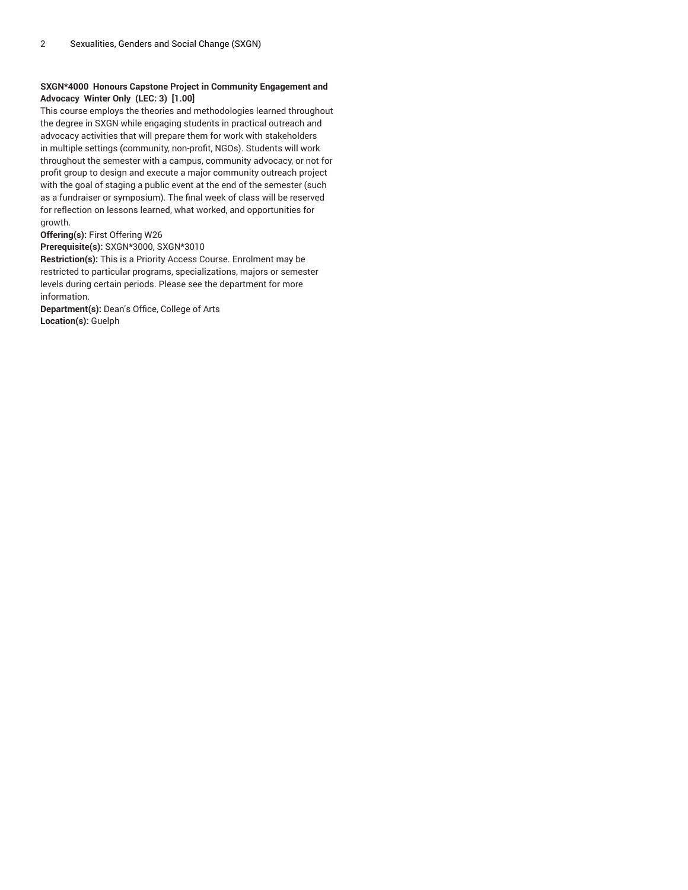**SXGN*4000 Honours Capstone Project in Community Engagement and Advocacy Winter Only (LEC: 3) [1.00]**

This course employs the theories and methodologies learned throughout the degree in SXGN while engaging students in practical outreach and advocacy activities that will prepare them for work with stakeholders in multiple settings (community, non-profit, NGOs). Students will work throughout the semester with a campus, community advocacy, or not for profit group to design and execute a major community outreach project with the goal of staging a public event at the end of the semester (such as a fundraiser or symposium). The final week of class will be reserved for reflection on lessons learned, what worked, and opportunities for growth.

**Offering(s):** First Offering W26

**Prerequisite(s):** SXGN*3000, SXGN*3010

**Restriction(s):** This is a Priority Access Course. Enrolment may be restricted to particular programs, specializations, majors or semester levels during certain periods. Please see the department for more information.

**Department(s):** Dean's Office, College of Arts

**Location(s):** Guelph